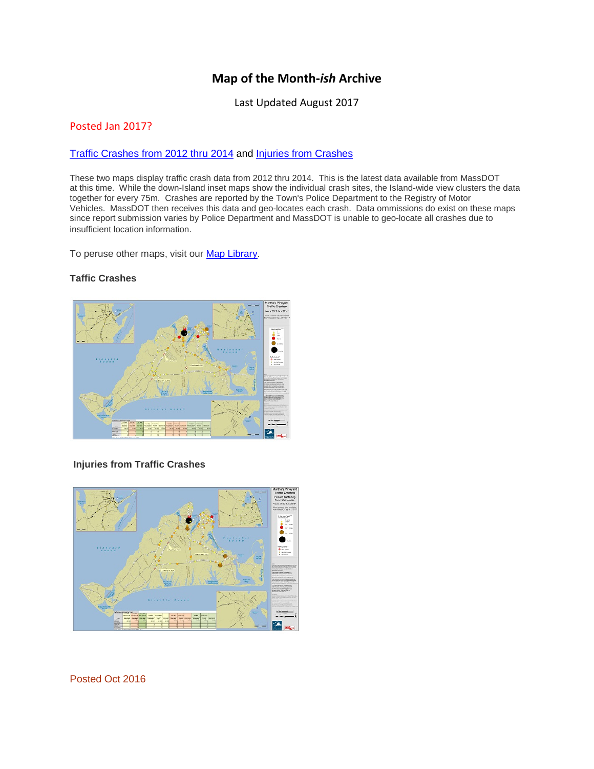# Map of the Month-*ish* Archive

Last Updated August 2017

## Posted Jan 2017?

[Traffic Crashes from 2012 thru 2014] and [Injuries from Crashes]

These two maps display traffic crash data from 2012 thru 2014. This is the latest data available from MassDOT at this time. While the down-Island inset maps show the individual crash sites, the Island-wide view clusters the data together for every 75m. Crashes are reported by the Town's Police Department to the Registry of Motor Vehicles. MassDOT then receives this data and geo-locates each crash. Data ommissions do exist on these maps since report submission varies by Police Department and MassDOT is unable to geo-locate all crashes due to insufficient location information.

To peruse other maps, visit our [Map Library].

### Taffic Crashes

### Injuries from Traffic Crashes

## Posted Oct 2016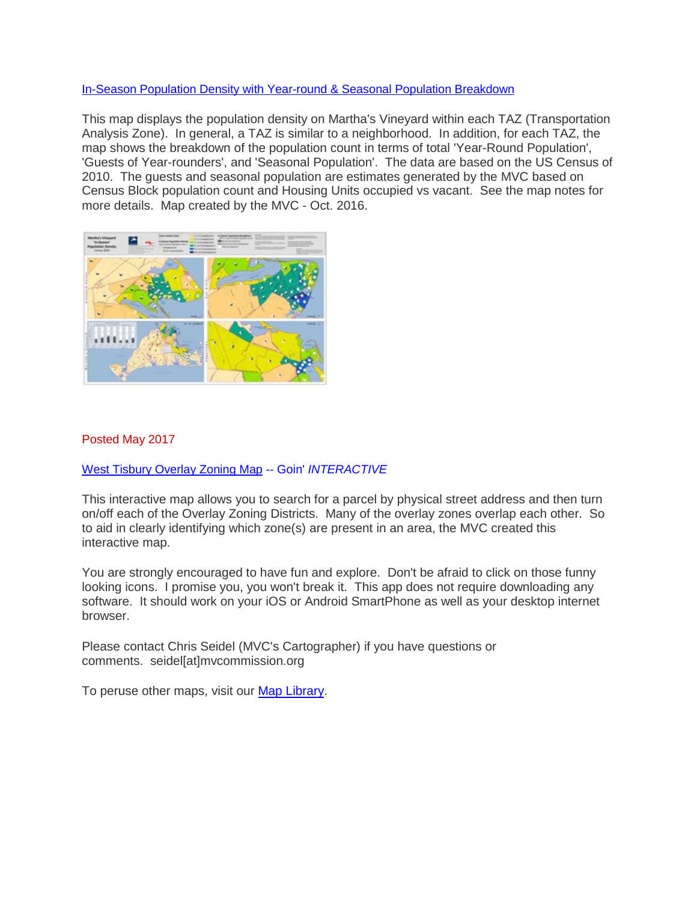[In-Season Population Density with Year-round & Seasonal Population Breakdown]

This map displays the population density on Martha's Vineyard within each TAZ (Transportation Analysis Zone). In general, a TAZ is similar to a neighborhood. In addition, for each TAZ, the map shows the breakdown of the population count in terms of total 'Year-Round Population', 'Guests of Year-rounders', and 'Seasonal Population'. The data are based on the US Census of 2010. The guests and seasonal population are estimates generated by the MVC based on Census Block population count and Housing Units occupied vs vacant. See the map notes for more details. Map created by the MVC - Oct. 2016.

Posted May 2017

[West Tisbury Overlay Zoning Map] -- Goin' *INTERACTIVE*

This interactive map allows you to search for a parcel by physical street address and then turn on/off each of the Overlay Zoning Districts. Many of the overlay zones overlap each other. So to aid in clearly identifying which zone(s) are present in an area, the MVC created this interactive map.

You are strongly encouraged to have fun and explore. Don't be afraid to click on those funny looking icons. I promise you, you won't break it. This app does not require downloading any software. It should work on your iOS or Android SmartPhone as well as your desktop internet browser.

Please contact Chris Seidel (MVC's Cartographer) if you have questions or comments. seidel[at]mvcommission.org

To peruse other maps, visit our [Map Library].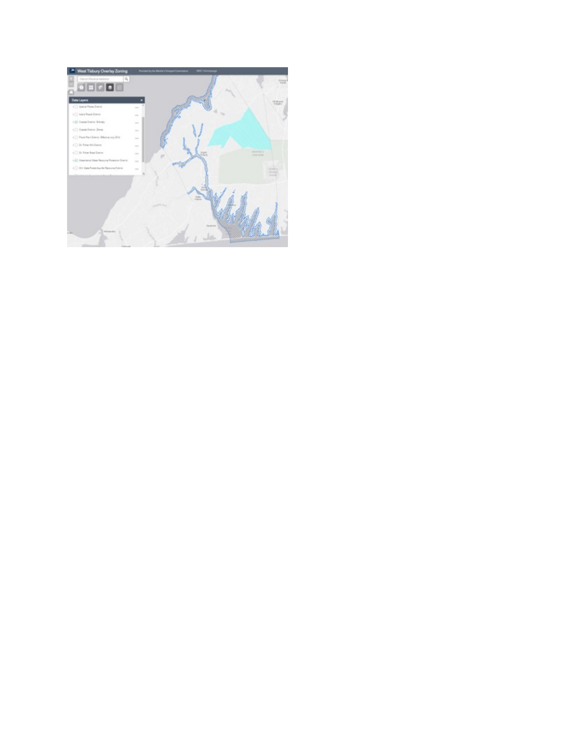West Tisbury Overlay Zoning

Provided by the Martha's Vineyard Commission

MVC Homepage

Data Layers

Special Places District

Island Roads District

Coastal District - Entirety

Coastal District - Zones

Flood Plain District - Effective July 2016

Dr. Fisher Mill District

Dr. Fisher Road District

Great Ponds Water Resource Protection District

M.V. State Forest Aquifer Resource District